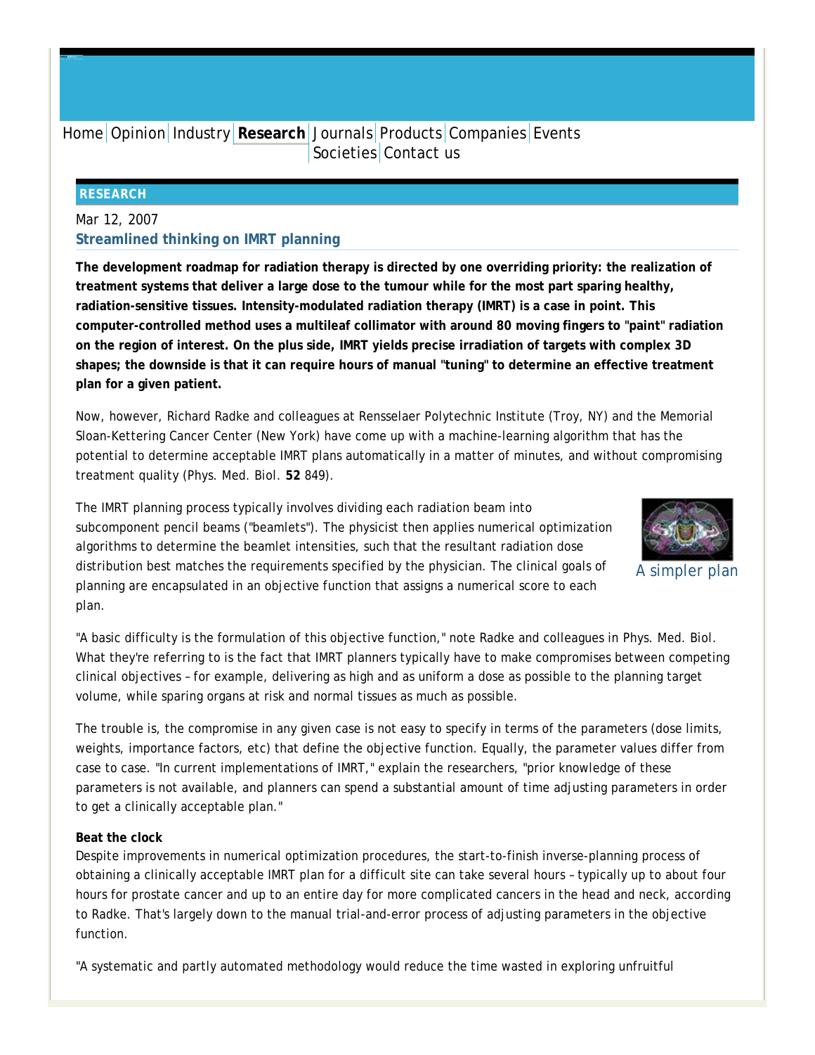Home | Opinion | Industry | **Research** | Journals | Products | Companies | Events | Societies | Contact us

## RESEARCH

Mar 12, 2007

### Streamlined thinking on IMRT planning

**The development roadmap for radiation therapy is directed by one overriding priority: the realization of treatment systems that deliver a large dose to the tumour while for the most part sparing healthy, radiation-sensitive tissues. Intensity-modulated radiation therapy (IMRT) is a case in point. This computer-controlled method uses a multileaf collimator with around 80 moving fingers to "paint" radiation on the region of interest. On the plus side, IMRT yields precise irradiation of targets with complex 3D shapes; the downside is that it can require hours of manual "tuning" to determine an effective treatment plan for a given patient.**

Now, however, Richard Radke and colleagues at Rensselaer Polytechnic Institute (Troy, NY) and the Memorial Sloan-Kettering Cancer Center (New York) have come up with a machine-learning algorithm that has the potential to determine acceptable IMRT plans automatically in a matter of minutes, and without compromising treatment quality (Phys. Med. Biol. **52** 849).

The IMRT planning process typically involves dividing each radiation beam into subcomponent pencil beams ("beamlets"). The physicist then applies numerical optimization algorithms to determine the beamlet intensities, such that the resultant radiation dose distribution best matches the requirements specified by the physician. The clinical goals of planning are encapsulated in an objective function that assigns a numerical score to each plan.

A simpler plan

"A basic difficulty is the formulation of this objective function," note Radke and colleagues in Phys. Med. Biol. What they're referring to is the fact that IMRT planners typically have to make compromises between competing clinical objectives – for example, delivering as high and as uniform a dose as possible to the planning target volume, while sparing organs at risk and normal tissues as much as possible.

The trouble is, the compromise in any given case is not easy to specify in terms of the parameters (dose limits, weights, importance factors, etc) that define the objective function. Equally, the parameter values differ from case to case. "In current implementations of IMRT," explain the researchers, "prior knowledge of these parameters is not available, and planners can spend a substantial amount of time adjusting parameters in order to get a clinically acceptable plan."

**Beat the clock**

Despite improvements in numerical optimization procedures, the start-to-finish inverse-planning process of obtaining a clinically acceptable IMRT plan for a difficult site can take several hours – typically up to about four hours for prostate cancer and up to an entire day for more complicated cancers in the head and neck, according to Radke. That's largely down to the manual trial-and-error process of adjusting parameters in the objective function.

"A systematic and partly automated methodology would reduce the time wasted in exploring unfruitful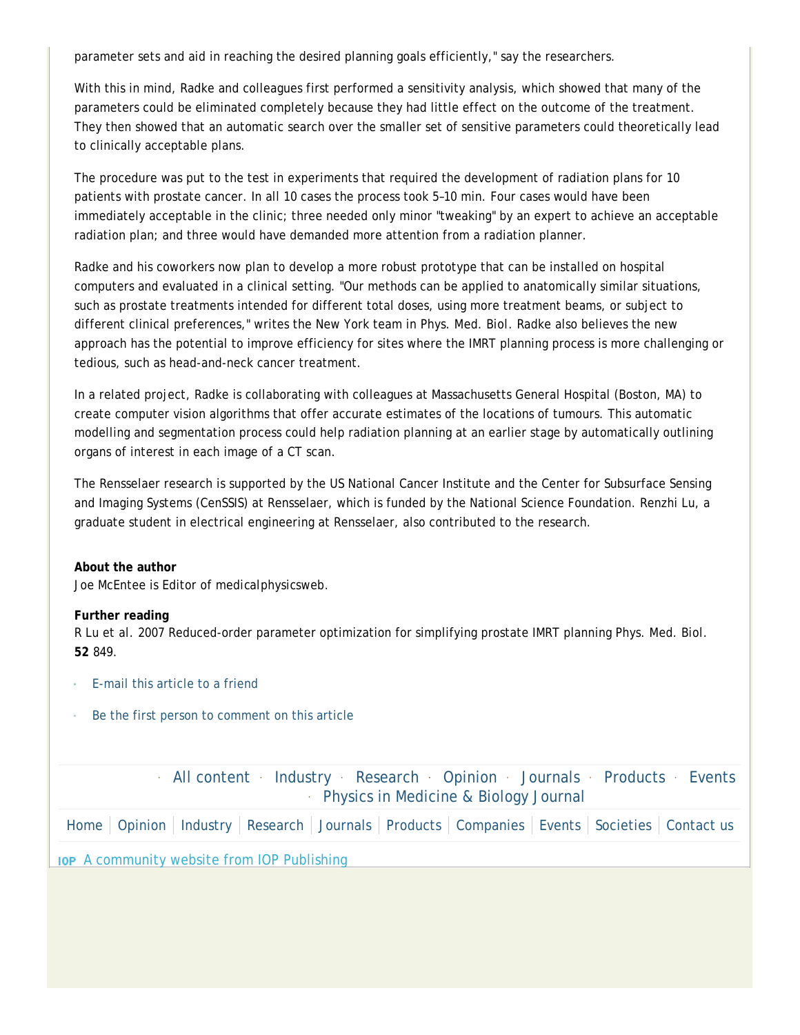parameter sets and aid in reaching the desired planning goals efficiently," say the researchers.

With this in mind, Radke and colleagues first performed a sensitivity analysis, which showed that many of the parameters could be eliminated completely because they had little effect on the outcome of the treatment. They then showed that an automatic search over the smaller set of sensitive parameters could theoretically lead to clinically acceptable plans.

The procedure was put to the test in experiments that required the development of radiation plans for 10 patients with prostate cancer. In all 10 cases the process took 5–10 min. Four cases would have been immediately acceptable in the clinic; three needed only minor "tweaking" by an expert to achieve an acceptable radiation plan; and three would have demanded more attention from a radiation planner.

Radke and his coworkers now plan to develop a more robust prototype that can be installed on hospital computers and evaluated in a clinical setting. "Our methods can be applied to anatomically similar situations, such as prostate treatments intended for different total doses, using more treatment beams, or subject to different clinical preferences," writes the New York team in Phys. Med. Biol. Radke also believes the new approach has the potential to improve efficiency for sites where the IMRT planning process is more challenging or tedious, such as head-and-neck cancer treatment.

In a related project, Radke is collaborating with colleagues at Massachusetts General Hospital (Boston, MA) to create computer vision algorithms that offer accurate estimates of the locations of tumours. This automatic modelling and segmentation process could help radiation planning at an earlier stage by automatically outlining organs of interest in each image of a CT scan.

The Rensselaer research is supported by the US National Cancer Institute and the Center for Subsurface Sensing and Imaging Systems (CenSSIS) at Rensselaer, which is funded by the National Science Foundation. Renzhi Lu, a graduate student in electrical engineering at Rensselaer, also contributed to the research.

**About the author**
Joe McEntee is Editor of medicalphysicsweb.

**Further reading**
R Lu et al. 2007 Reduced-order parameter optimization for simplifying prostate IMRT planning Phys. Med. Biol. **52** 849.

- E-mail this article to a friend
- Be the first person to comment on this article

· All content · Industry · Research · Opinion · Journals · Products · Events · Physics in Medicine & Biology Journal

Home | Opinion | Industry | Research | Journals | Products | Companies | Events | Societies | Contact us

IOP A community website from IOP Publishing